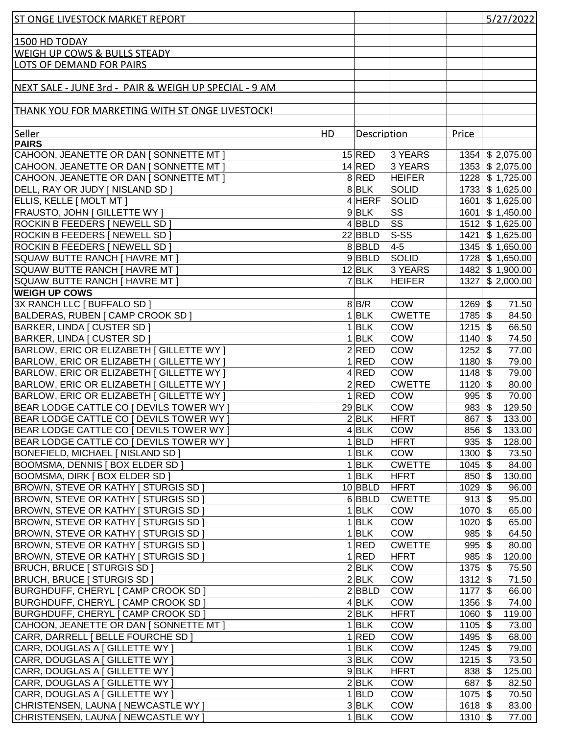ST ONGE LIVESTOCK MARKET REPORT — 5/27/2022

1500 HD TODAY
WEIGH UP COWS & BULLS STEADY
LOTS OF DEMAND FOR PAIRS

NEXT SALE - JUNE 3rd - PAIR & WEIGH UP SPECIAL - 9 AM

THANK YOU FOR MARKETING WITH ST ONGE LIVESTOCK!

| Seller | HD | Description | | Price | |
|---|---|---|---|---|---|
| **PAIRS** | | | | | |
| CAHOON, JEANETTE OR DAN [ SONNETTE MT ] | 15 | RED | 3 YEARS | 1354 | $ 2,075.00 |
| CAHOON, JEANETTE OR DAN [ SONNETTE MT ] | 14 | RED | 3 YEARS | 1353 | $ 2,075.00 |
| CAHOON, JEANETTE OR DAN [ SONNETTE MT ] | 8 | RED | HEIFER | 1228 | $ 1,725.00 |
| DELL, RAY OR JUDY [ NISLAND SD ] | 8 | BLK | SOLID | 1733 | $ 1,625.00 |
| ELLIS, KELLE [ MOLT MT ] | 4 | HERF | SOLID | 1601 | $ 1,625.00 |
| FRAUSTO, JOHN [ GILLETTE WY ] | 9 | BLK | SS | 1601 | $ 1,450.00 |
| ROCKIN B FEEDERS [ NEWELL SD ] | 4 | BBLD | SS | 1512 | $ 1,625.00 |
| ROCKIN B FEEDERS [ NEWELL SD ] | 22 | BBLD | S-SS | 1421 | $ 1,625.00 |
| ROCKIN B FEEDERS [ NEWELL SD ] | 8 | BBLD | 4-5 | 1345 | $ 1,650.00 |
| SQUAW BUTTE RANCH [ HAVRE MT ] | 9 | BBLD | SOLID | 1728 | $ 1,650.00 |
| SQUAW BUTTE RANCH [ HAVRE MT ] | 12 | BLK | 3 YEARS | 1482 | $ 1,900.00 |
| SQUAW BUTTE RANCH [ HAVRE MT ] | 7 | BLK | HEIFER | 1327 | $ 2,000.00 |
| **WEIGH UP COWS** | | | | | |
| 3X RANCH LLC [ BUFFALO SD ] | 8 | B/R | COW | 1269 | $ 71.50 |
| BALDERAS, RUBEN [ CAMP CROOK SD ] | 1 | BLK | CWETTE | 1785 | $ 84.50 |
| BARKER, LINDA [ CUSTER SD ] | 1 | BLK | COW | 1215 | $ 66.50 |
| BARKER, LINDA [ CUSTER SD ] | 1 | BLK | COW | 1140 | $ 74.50 |
| BARLOW, ERIC OR ELIZABETH [ GILLETTE WY ] | 2 | RED | COW | 1252 | $ 77.00 |
| BARLOW, ERIC OR ELIZABETH [ GILLETTE WY ] | 1 | RED | COW | 1180 | $ 79.00 |
| BARLOW, ERIC OR ELIZABETH [ GILLETTE WY ] | 4 | RED | COW | 1148 | $ 79.00 |
| BARLOW, ERIC OR ELIZABETH [ GILLETTE WY ] | 2 | RED | CWETTE | 1120 | $ 80.00 |
| BARLOW, ERIC OR ELIZABETH [ GILLETTE WY ] | 1 | RED | COW | 995 | $ 70.00 |
| BEAR LODGE CATTLE CO [ DEVILS TOWER WY ] | 29 | BLK | COW | 983 | $ 129.50 |
| BEAR LODGE CATTLE CO [ DEVILS TOWER WY ] | 2 | BLK | HFRT | 867 | $ 133.00 |
| BEAR LODGE CATTLE CO [ DEVILS TOWER WY ] | 4 | BLK | COW | 856 | $ 133.00 |
| BEAR LODGE CATTLE CO [ DEVILS TOWER WY ] | 1 | BLD | HFRT | 935 | $ 128.00 |
| BONEFIELD, MICHAEL [ NISLAND SD ] | 1 | BLK | COW | 1300 | $ 73.50 |
| BOOMSMA, DENNIS [ BOX ELDER SD ] | 1 | BLK | CWETTE | 1045 | $ 84.00 |
| BOOMSMA, DIRK [ BOX ELDER SD ] | 1 | BLK | HFRT | 850 | $ 130.00 |
| BROWN, STEVE OR KATHY [ STURGIS SD ] | 10 | BBLD | HFRT | 1029 | $ 96.00 |
| BROWN, STEVE OR KATHY [ STURGIS SD ] | 6 | BBLD | CWETTE | 913 | $ 95.00 |
| BROWN, STEVE OR KATHY [ STURGIS SD ] | 1 | BLK | COW | 1070 | $ 65.00 |
| BROWN, STEVE OR KATHY [ STURGIS SD ] | 1 | BLK | COW | 1020 | $ 65.00 |
| BROWN, STEVE OR KATHY [ STURGIS SD ] | 1 | BLK | COW | 985 | $ 64.50 |
| BROWN, STEVE OR KATHY [ STURGIS SD ] | 1 | RED | CWETTE | 995 | $ 80.00 |
| BROWN, STEVE OR KATHY [ STURGIS SD ] | 1 | RED | HFRT | 985 | $ 120.00 |
| BRUCH, BRUCE [ STURGIS SD ] | 2 | BLK | COW | 1375 | $ 75.50 |
| BRUCH, BRUCE [ STURGIS SD ] | 2 | BLK | COW | 1312 | $ 71.50 |
| BURGHDUFF, CHERYL [ CAMP CROOK SD ] | 2 | BBLD | COW | 1177 | $ 66.00 |
| BURGHDUFF, CHERYL [ CAMP CROOK SD ] | 4 | BLK | COW | 1356 | $ 74.00 |
| BURGHDUFF, CHERYL [ CAMP CROOK SD ] | 2 | BLK | HFRT | 1060 | $ 119.00 |
| CAHOON, JEANETTE OR DAN [ SONNETTE MT ] | 1 | BLK | COW | 1105 | $ 73.00 |
| CARR, DARRELL [ BELLE FOURCHE SD ] | 1 | RED | COW | 1495 | $ 68.00 |
| CARR, DOUGLAS A [ GILLETTE WY ] | 1 | BLK | COW | 1245 | $ 79.00 |
| CARR, DOUGLAS A [ GILLETTE WY ] | 3 | BLK | COW | 1215 | $ 73.50 |
| CARR, DOUGLAS A [ GILLETTE WY ] | 9 | BLK | HFRT | 838 | $ 125.00 |
| CARR, DOUGLAS A [ GILLETTE WY ] | 2 | BLK | COW | 687 | $ 82.50 |
| CARR, DOUGLAS A [ GILLETTE WY ] | 1 | BLD | COW | 1075 | $ 70.50 |
| CHRISTENSEN, LAUNA [ NEWCASTLE WY ] | 3 | BLK | COW | 1618 | $ 83.00 |
| CHRISTENSEN, LAUNA [ NEWCASTLE WY ] | 1 | BLK | COW | 1310 | $ 77.00 |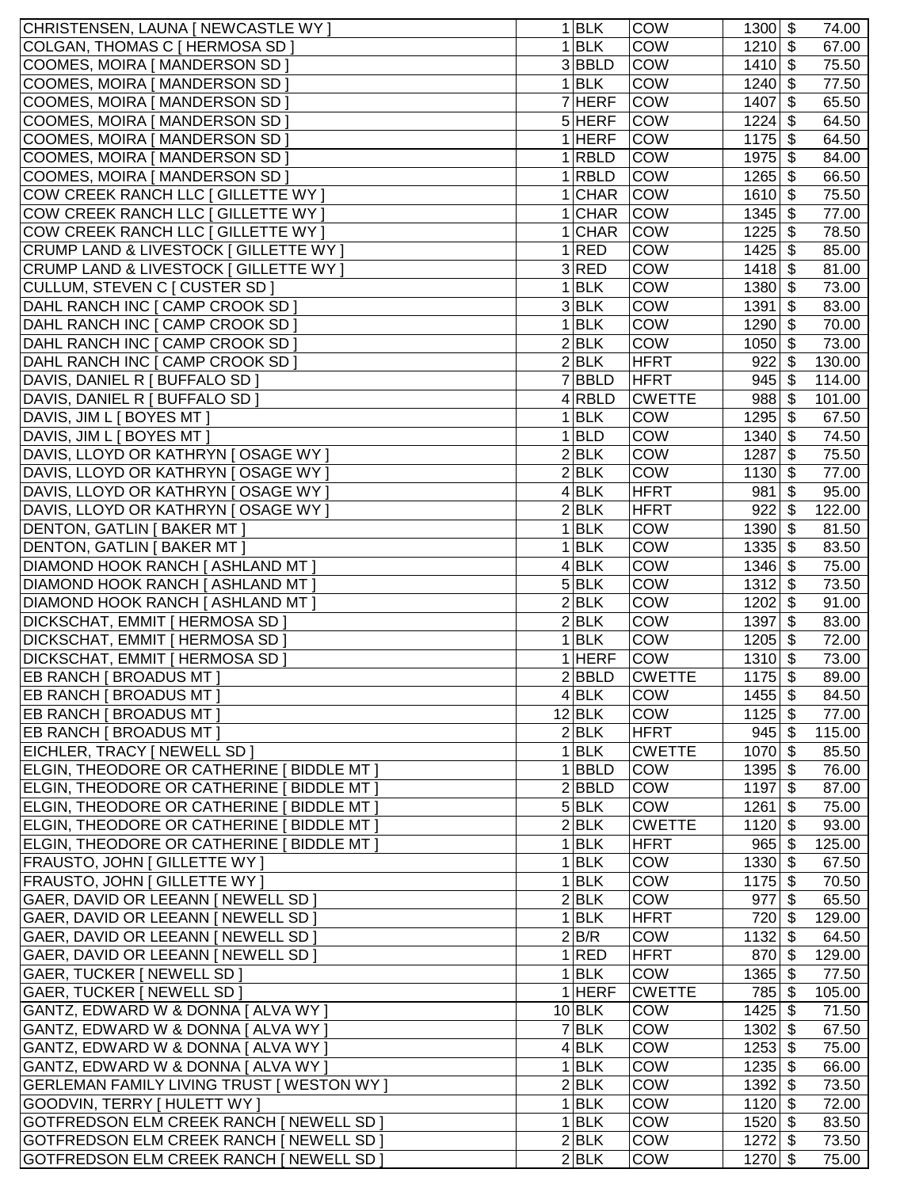| | | | | | | |
|---|---|---|---|---|---|---|
| CHRISTENSEN, LAUNA [ NEWCASTLE WY ] | 1 | BLK | COW | 1300 | $ | 74.00 |
| COLGAN, THOMAS C [ HERMOSA SD ] | 1 | BLK | COW | 1210 | $ | 67.00 |
| COOMES, MOIRA [ MANDERSON SD ] | 3 | BBLD | COW | 1410 | $ | 75.50 |
| COOMES, MOIRA [ MANDERSON SD ] | 1 | BLK | COW | 1240 | $ | 77.50 |
| COOMES, MOIRA [ MANDERSON SD ] | 7 | HERF | COW | 1407 | $ | 65.50 |
| COOMES, MOIRA [ MANDERSON SD ] | 5 | HERF | COW | 1224 | $ | 64.50 |
| COOMES, MOIRA [ MANDERSON SD ] | 1 | HERF | COW | 1175 | $ | 64.50 |
| COOMES, MOIRA [ MANDERSON SD ] | 1 | RBLD | COW | 1975 | $ | 84.00 |
| COOMES, MOIRA [ MANDERSON SD ] | 1 | RBLD | COW | 1265 | $ | 66.50 |
| COW CREEK RANCH LLC [ GILLETTE WY ] | 1 | CHAR | COW | 1610 | $ | 75.50 |
| COW CREEK RANCH LLC [ GILLETTE WY ] | 1 | CHAR | COW | 1345 | $ | 77.00 |
| COW CREEK RANCH LLC [ GILLETTE WY ] | 1 | CHAR | COW | 1225 | $ | 78.50 |
| CRUMP LAND & LIVESTOCK [ GILLETTE WY ] | 1 | RED | COW | 1425 | $ | 85.00 |
| CRUMP LAND & LIVESTOCK [ GILLETTE WY ] | 3 | RED | COW | 1418 | $ | 81.00 |
| CULLUM, STEVEN C [ CUSTER SD ] | 1 | BLK | COW | 1380 | $ | 73.00 |
| DAHL RANCH INC [ CAMP CROOK SD ] | 3 | BLK | COW | 1391 | $ | 83.00 |
| DAHL RANCH INC [ CAMP CROOK SD ] | 1 | BLK | COW | 1290 | $ | 70.00 |
| DAHL RANCH INC [ CAMP CROOK SD ] | 2 | BLK | COW | 1050 | $ | 73.00 |
| DAHL RANCH INC [ CAMP CROOK SD ] | 2 | BLK | HFRT | 922 | $ | 130.00 |
| DAVIS, DANIEL R [ BUFFALO SD ] | 7 | BBLD | HFRT | 945 | $ | 114.00 |
| DAVIS, DANIEL R [ BUFFALO SD ] | 4 | RBLD | CWETTE | 988 | $ | 101.00 |
| DAVIS, JIM L [ BOYES MT ] | 1 | BLK | COW | 1295 | $ | 67.50 |
| DAVIS, JIM L [ BOYES MT ] | 1 | BLD | COW | 1340 | $ | 74.50 |
| DAVIS, LLOYD OR KATHRYN [ OSAGE WY ] | 2 | BLK | COW | 1287 | $ | 75.50 |
| DAVIS, LLOYD OR KATHRYN [ OSAGE WY ] | 2 | BLK | COW | 1130 | $ | 77.00 |
| DAVIS, LLOYD OR KATHRYN [ OSAGE WY ] | 4 | BLK | HFRT | 981 | $ | 95.00 |
| DAVIS, LLOYD OR KATHRYN [ OSAGE WY ] | 2 | BLK | HFRT | 922 | $ | 122.00 |
| DENTON, GATLIN [ BAKER MT ] | 1 | BLK | COW | 1390 | $ | 81.50 |
| DENTON, GATLIN [ BAKER MT ] | 1 | BLK | COW | 1335 | $ | 83.50 |
| DIAMOND HOOK RANCH [ ASHLAND MT ] | 4 | BLK | COW | 1346 | $ | 75.00 |
| DIAMOND HOOK RANCH [ ASHLAND MT ] | 5 | BLK | COW | 1312 | $ | 73.50 |
| DIAMOND HOOK RANCH [ ASHLAND MT ] | 2 | BLK | COW | 1202 | $ | 91.00 |
| DICKSCHAT, EMMIT [ HERMOSA SD ] | 2 | BLK | COW | 1397 | $ | 83.00 |
| DICKSCHAT, EMMIT [ HERMOSA SD ] | 1 | BLK | COW | 1205 | $ | 72.00 |
| DICKSCHAT, EMMIT [ HERMOSA SD ] | 1 | HERF | COW | 1310 | $ | 73.00 |
| EB RANCH [ BROADUS MT ] | 2 | BBLD | CWETTE | 1175 | $ | 89.00 |
| EB RANCH [ BROADUS MT ] | 4 | BLK | COW | 1455 | $ | 84.50 |
| EB RANCH [ BROADUS MT ] | 12 | BLK | COW | 1125 | $ | 77.00 |
| EB RANCH [ BROADUS MT ] | 2 | BLK | HFRT | 945 | $ | 115.00 |
| EICHLER, TRACY [ NEWELL SD ] | 1 | BLK | CWETTE | 1070 | $ | 85.50 |
| ELGIN, THEODORE OR CATHERINE [ BIDDLE MT ] | 1 | BBLD | COW | 1395 | $ | 76.00 |
| ELGIN, THEODORE OR CATHERINE [ BIDDLE MT ] | 2 | BBLD | COW | 1197 | $ | 87.00 |
| ELGIN, THEODORE OR CATHERINE [ BIDDLE MT ] | 5 | BLK | COW | 1261 | $ | 75.00 |
| ELGIN, THEODORE OR CATHERINE [ BIDDLE MT ] | 2 | BLK | CWETTE | 1120 | $ | 93.00 |
| ELGIN, THEODORE OR CATHERINE [ BIDDLE MT ] | 1 | BLK | HFRT | 965 | $ | 125.00 |
| FRAUSTO, JOHN [ GILLETTE WY ] | 1 | BLK | COW | 1330 | $ | 67.50 |
| FRAUSTO, JOHN [ GILLETTE WY ] | 1 | BLK | COW | 1175 | $ | 70.50 |
| GAER, DAVID OR LEEANN [ NEWELL SD ] | 2 | BLK | COW | 977 | $ | 65.50 |
| GAER, DAVID OR LEEANN [ NEWELL SD ] | 1 | BLK | HFRT | 720 | $ | 129.00 |
| GAER, DAVID OR LEEANN [ NEWELL SD ] | 2 | B/R | COW | 1132 | $ | 64.50 |
| GAER, DAVID OR LEEANN [ NEWELL SD ] | 1 | RED | HFRT | 870 | $ | 129.00 |
| GAER, TUCKER [ NEWELL SD ] | 1 | BLK | COW | 1365 | $ | 77.50 |
| GAER, TUCKER [ NEWELL SD ] | 1 | HERF | CWETTE | 785 | $ | 105.00 |
| GANTZ, EDWARD W & DONNA [ ALVA WY ] | 10 | BLK | COW | 1425 | $ | 71.50 |
| GANTZ, EDWARD W & DONNA [ ALVA WY ] | 7 | BLK | COW | 1302 | $ | 67.50 |
| GANTZ, EDWARD W & DONNA [ ALVA WY ] | 4 | BLK | COW | 1253 | $ | 75.00 |
| GANTZ, EDWARD W & DONNA [ ALVA WY ] | 1 | BLK | COW | 1235 | $ | 66.00 |
| GERLEMAN FAMILY LIVING TRUST [ WESTON WY ] | 2 | BLK | COW | 1392 | $ | 73.50 |
| GOODVIN, TERRY [ HULETT WY ] | 1 | BLK | COW | 1120 | $ | 72.00 |
| GOTFREDSON ELM CREEK RANCH [ NEWELL SD ] | 1 | BLK | COW | 1520 | $ | 83.50 |
| GOTFREDSON ELM CREEK RANCH [ NEWELL SD ] | 2 | BLK | COW | 1272 | $ | 73.50 |
| GOTFREDSON ELM CREEK RANCH [ NEWELL SD ] | 2 | BLK | COW | 1270 | $ | 75.00 |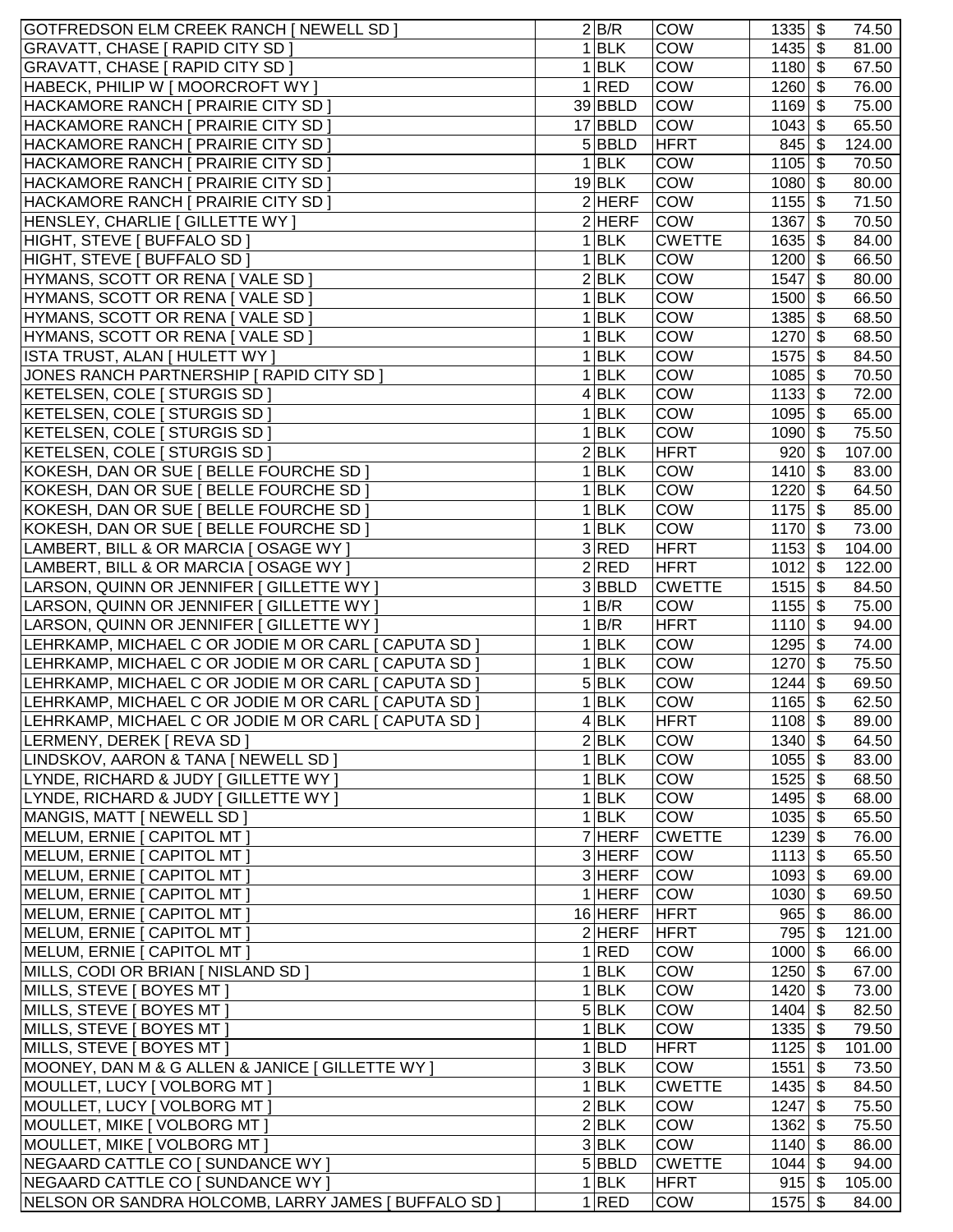| | | | | | |
|---|---|---|---|---|---|
| GOTFREDSON ELM CREEK RANCH [ NEWELL SD ] | 2 | B/R | COW | 1335 | $ 74.50 |
| GRAVATT, CHASE [ RAPID CITY SD ] | 1 | BLK | COW | 1435 | $ 81.00 |
| GRAVATT, CHASE [ RAPID CITY SD ] | 1 | BLK | COW | 1180 | $ 67.50 |
| HABECK, PHILIP W [ MOORCROFT WY ] | 1 | RED | COW | 1260 | $ 76.00 |
| HACKAMORE RANCH [ PRAIRIE CITY SD ] | 39 | BBLD | COW | 1169 | $ 75.00 |
| HACKAMORE RANCH [ PRAIRIE CITY SD ] | 17 | BBLD | COW | 1043 | $ 65.50 |
| HACKAMORE RANCH [ PRAIRIE CITY SD ] | 5 | BBLD | HFRT | 845 | $ 124.00 |
| HACKAMORE RANCH [ PRAIRIE CITY SD ] | 1 | BLK | COW | 1105 | $ 70.50 |
| HACKAMORE RANCH [ PRAIRIE CITY SD ] | 19 | BLK | COW | 1080 | $ 80.00 |
| HACKAMORE RANCH [ PRAIRIE CITY SD ] | 2 | HERF | COW | 1155 | $ 71.50 |
| HENSLEY, CHARLIE [ GILLETTE WY ] | 2 | HERF | COW | 1367 | $ 70.50 |
| HIGHT, STEVE [ BUFFALO SD ] | 1 | BLK | CWETTE | 1635 | $ 84.00 |
| HIGHT, STEVE [ BUFFALO SD ] | 1 | BLK | COW | 1200 | $ 66.50 |
| HYMANS, SCOTT OR RENA [ VALE SD ] | 2 | BLK | COW | 1547 | $ 80.00 |
| HYMANS, SCOTT OR RENA [ VALE SD ] | 1 | BLK | COW | 1500 | $ 66.50 |
| HYMANS, SCOTT OR RENA [ VALE SD ] | 1 | BLK | COW | 1385 | $ 68.50 |
| HYMANS, SCOTT OR RENA [ VALE SD ] | 1 | BLK | COW | 1270 | $ 68.50 |
| ISTA TRUST, ALAN [ HULETT WY ] | 1 | BLK | COW | 1575 | $ 84.50 |
| JONES RANCH PARTNERSHIP [ RAPID CITY SD ] | 1 | BLK | COW | 1085 | $ 70.50 |
| KETELSEN, COLE [ STURGIS SD ] | 4 | BLK | COW | 1133 | $ 72.00 |
| KETELSEN, COLE [ STURGIS SD ] | 1 | BLK | COW | 1095 | $ 65.00 |
| KETELSEN, COLE [ STURGIS SD ] | 1 | BLK | COW | 1090 | $ 75.50 |
| KETELSEN, COLE [ STURGIS SD ] | 2 | BLK | HFRT | 920 | $ 107.00 |
| KOKESH, DAN OR SUE [ BELLE FOURCHE SD ] | 1 | BLK | COW | 1410 | $ 83.00 |
| KOKESH, DAN OR SUE [ BELLE FOURCHE SD ] | 1 | BLK | COW | 1220 | $ 64.50 |
| KOKESH, DAN OR SUE [ BELLE FOURCHE SD ] | 1 | BLK | COW | 1175 | $ 85.00 |
| KOKESH, DAN OR SUE [ BELLE FOURCHE SD ] | 1 | BLK | COW | 1170 | $ 73.00 |
| LAMBERT, BILL & OR MARCIA [ OSAGE WY ] | 3 | RED | HFRT | 1153 | $ 104.00 |
| LAMBERT, BILL & OR MARCIA [ OSAGE WY ] | 2 | RED | HFRT | 1012 | $ 122.00 |
| LARSON, QUINN OR JENNIFER [ GILLETTE WY ] | 3 | BBLD | CWETTE | 1515 | $ 84.50 |
| LARSON, QUINN OR JENNIFER [ GILLETTE WY ] | 1 | B/R | COW | 1155 | $ 75.00 |
| LARSON, QUINN OR JENNIFER [ GILLETTE WY ] | 1 | B/R | HFRT | 1110 | $ 94.00 |
| LEHRKAMP, MICHAEL C OR JODIE M OR CARL [ CAPUTA SD ] | 1 | BLK | COW | 1295 | $ 74.00 |
| LEHRKAMP, MICHAEL C OR JODIE M OR CARL [ CAPUTA SD ] | 1 | BLK | COW | 1270 | $ 75.50 |
| LEHRKAMP, MICHAEL C OR JODIE M OR CARL [ CAPUTA SD ] | 5 | BLK | COW | 1244 | $ 69.50 |
| LEHRKAMP, MICHAEL C OR JODIE M OR CARL [ CAPUTA SD ] | 1 | BLK | COW | 1165 | $ 62.50 |
| LEHRKAMP, MICHAEL C OR JODIE M OR CARL [ CAPUTA SD ] | 4 | BLK | HFRT | 1108 | $ 89.00 |
| LERMENY, DEREK [ REVA SD ] | 2 | BLK | COW | 1340 | $ 64.50 |
| LINDSKOV, AARON & TANA [ NEWELL SD ] | 1 | BLK | COW | 1055 | $ 83.00 |
| LYNDE, RICHARD & JUDY [ GILLETTE WY ] | 1 | BLK | COW | 1525 | $ 68.50 |
| LYNDE, RICHARD & JUDY [ GILLETTE WY ] | 1 | BLK | COW | 1495 | $ 68.00 |
| MANGIS, MATT [ NEWELL SD ] | 1 | BLK | COW | 1035 | $ 65.50 |
| MELUM, ERNIE [ CAPITOL MT ] | 7 | HERF | CWETTE | 1239 | $ 76.00 |
| MELUM, ERNIE [ CAPITOL MT ] | 3 | HERF | COW | 1113 | $ 65.50 |
| MELUM, ERNIE [ CAPITOL MT ] | 3 | HERF | COW | 1093 | $ 69.00 |
| MELUM, ERNIE [ CAPITOL MT ] | 1 | HERF | COW | 1030 | $ 69.50 |
| MELUM, ERNIE [ CAPITOL MT ] | 16 | HERF | HFRT | 965 | $ 86.00 |
| MELUM, ERNIE [ CAPITOL MT ] | 2 | HERF | HFRT | 795 | $ 121.00 |
| MELUM, ERNIE [ CAPITOL MT ] | 1 | RED | COW | 1000 | $ 66.00 |
| MILLS, CODI OR BRIAN [ NISLAND SD ] | 1 | BLK | COW | 1250 | $ 67.00 |
| MILLS, STEVE [ BOYES MT ] | 1 | BLK | COW | 1420 | $ 73.00 |
| MILLS, STEVE [ BOYES MT ] | 5 | BLK | COW | 1404 | $ 82.50 |
| MILLS, STEVE [ BOYES MT ] | 1 | BLK | COW | 1335 | $ 79.50 |
| MILLS, STEVE [ BOYES MT ] | 1 | BLD | HFRT | 1125 | $ 101.00 |
| MOONEY, DAN M & G ALLEN & JANICE [ GILLETTE WY ] | 3 | BLK | COW | 1551 | $ 73.50 |
| MOULLET, LUCY [ VOLBORG MT ] | 1 | BLK | CWETTE | 1435 | $ 84.50 |
| MOULLET, LUCY [ VOLBORG MT ] | 2 | BLK | COW | 1247 | $ 75.50 |
| MOULLET, MIKE [ VOLBORG MT ] | 2 | BLK | COW | 1362 | $ 75.50 |
| MOULLET, MIKE [ VOLBORG MT ] | 3 | BLK | COW | 1140 | $ 86.00 |
| NEGAARD CATTLE CO [ SUNDANCE WY ] | 5 | BBLD | CWETTE | 1044 | $ 94.00 |
| NEGAARD CATTLE CO [ SUNDANCE WY ] | 1 | BLK | HFRT | 915 | $ 105.00 |
| NELSON OR SANDRA HOLCOMB, LARRY JAMES [ BUFFALO SD ] | 1 | RED | COW | 1575 | $ 84.00 |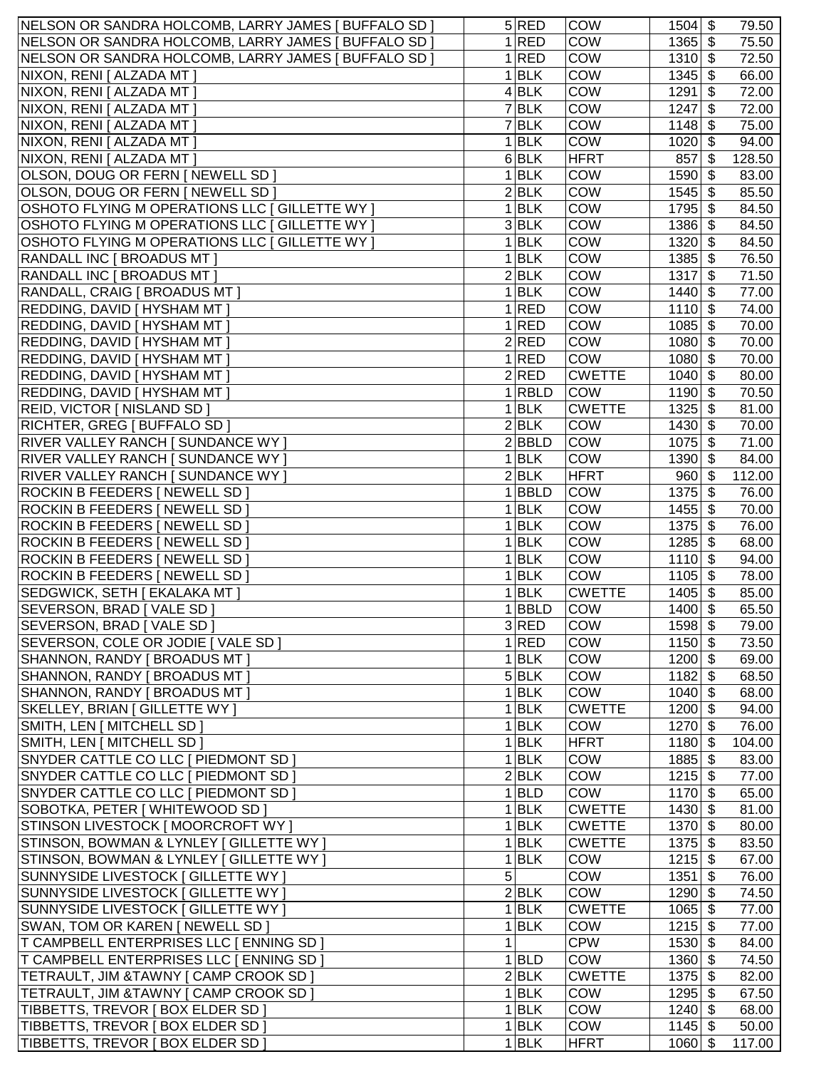| | | | | | |
|---|---|---|---|---|---|
| NELSON OR SANDRA HOLCOMB, LARRY JAMES [ BUFFALO SD ] | 5 | RED | COW | 1504 | $ 79.50 |
| NELSON OR SANDRA HOLCOMB, LARRY JAMES [ BUFFALO SD ] | 1 | RED | COW | 1365 | $ 75.50 |
| NELSON OR SANDRA HOLCOMB, LARRY JAMES [ BUFFALO SD ] | 1 | RED | COW | 1310 | $ 72.50 |
| NIXON, RENI [ ALZADA MT ] | 1 | BLK | COW | 1345 | $ 66.00 |
| NIXON, RENI [ ALZADA MT ] | 4 | BLK | COW | 1291 | $ 72.00 |
| NIXON, RENI [ ALZADA MT ] | 7 | BLK | COW | 1247 | $ 72.00 |
| NIXON, RENI [ ALZADA MT ] | 7 | BLK | COW | 1148 | $ 75.00 |
| NIXON, RENI [ ALZADA MT ] | 1 | BLK | COW | 1020 | $ 94.00 |
| NIXON, RENI [ ALZADA MT ] | 6 | BLK | HFRT | 857 | $ 128.50 |
| OLSON, DOUG OR FERN [ NEWELL SD ] | 1 | BLK | COW | 1590 | $ 83.00 |
| OLSON, DOUG OR FERN [ NEWELL SD ] | 2 | BLK | COW | 1545 | $ 85.50 |
| OSHOTO FLYING M OPERATIONS LLC [ GILLETTE WY ] | 1 | BLK | COW | 1795 | $ 84.50 |
| OSHOTO FLYING M OPERATIONS LLC [ GILLETTE WY ] | 3 | BLK | COW | 1386 | $ 84.50 |
| OSHOTO FLYING M OPERATIONS LLC [ GILLETTE WY ] | 1 | BLK | COW | 1320 | $ 84.50 |
| RANDALL INC [ BROADUS MT ] | 1 | BLK | COW | 1385 | $ 76.50 |
| RANDALL INC [ BROADUS MT ] | 2 | BLK | COW | 1317 | $ 71.50 |
| RANDALL, CRAIG [ BROADUS MT ] | 1 | BLK | COW | 1440 | $ 77.00 |
| REDDING, DAVID [ HYSHAM MT ] | 1 | RED | COW | 1110 | $ 74.00 |
| REDDING, DAVID [ HYSHAM MT ] | 1 | RED | COW | 1085 | $ 70.00 |
| REDDING, DAVID [ HYSHAM MT ] | 2 | RED | COW | 1080 | $ 70.00 |
| REDDING, DAVID [ HYSHAM MT ] | 1 | RED | COW | 1080 | $ 70.00 |
| REDDING, DAVID [ HYSHAM MT ] | 2 | RED | CWETTE | 1040 | $ 80.00 |
| REDDING, DAVID [ HYSHAM MT ] | 1 | RBLD | COW | 1190 | $ 70.50 |
| REID, VICTOR [ NISLAND SD ] | 1 | BLK | CWETTE | 1325 | $ 81.00 |
| RICHTER, GREG [ BUFFALO SD ] | 2 | BLK | COW | 1430 | $ 70.00 |
| RIVER VALLEY RANCH [ SUNDANCE WY ] | 2 | BBLD | COW | 1075 | $ 71.00 |
| RIVER VALLEY RANCH [ SUNDANCE WY ] | 1 | BLK | COW | 1390 | $ 84.00 |
| RIVER VALLEY RANCH [ SUNDANCE WY ] | 2 | BLK | HFRT | 960 | $ 112.00 |
| ROCKIN B FEEDERS [ NEWELL SD ] | 1 | BBLD | COW | 1375 | $ 76.00 |
| ROCKIN B FEEDERS [ NEWELL SD ] | 1 | BLK | COW | 1455 | $ 70.00 |
| ROCKIN B FEEDERS [ NEWELL SD ] | 1 | BLK | COW | 1375 | $ 76.00 |
| ROCKIN B FEEDERS [ NEWELL SD ] | 1 | BLK | COW | 1285 | $ 68.00 |
| ROCKIN B FEEDERS [ NEWELL SD ] | 1 | BLK | COW | 1110 | $ 94.00 |
| ROCKIN B FEEDERS [ NEWELL SD ] | 1 | BLK | COW | 1105 | $ 78.00 |
| SEDGWICK, SETH [ EKALAKA MT ] | 1 | BLK | CWETTE | 1405 | $ 85.00 |
| SEVERSON, BRAD [ VALE SD ] | 1 | BBLD | COW | 1400 | $ 65.50 |
| SEVERSON, BRAD [ VALE SD ] | 3 | RED | COW | 1598 | $ 79.00 |
| SEVERSON, COLE OR JODIE [ VALE SD ] | 1 | RED | COW | 1150 | $ 73.50 |
| SHANNON, RANDY [ BROADUS MT ] | 1 | BLK | COW | 1200 | $ 69.00 |
| SHANNON, RANDY [ BROADUS MT ] | 5 | BLK | COW | 1182 | $ 68.50 |
| SHANNON, RANDY [ BROADUS MT ] | 1 | BLK | COW | 1040 | $ 68.00 |
| SKELLEY, BRIAN [ GILLETTE WY ] | 1 | BLK | CWETTE | 1200 | $ 94.00 |
| SMITH, LEN [ MITCHELL SD ] | 1 | BLK | COW | 1270 | $ 76.00 |
| SMITH, LEN [ MITCHELL SD ] | 1 | BLK | HFRT | 1180 | $ 104.00 |
| SNYDER CATTLE CO LLC [ PIEDMONT SD ] | 1 | BLK | COW | 1885 | $ 83.00 |
| SNYDER CATTLE CO LLC [ PIEDMONT SD ] | 2 | BLK | COW | 1215 | $ 77.00 |
| SNYDER CATTLE CO LLC [ PIEDMONT SD ] | 1 | BLD | COW | 1170 | $ 65.00 |
| SOBOTKA, PETER [ WHITEWOOD SD ] | 1 | BLK | CWETTE | 1430 | $ 81.00 |
| STINSON LIVESTOCK [ MOORCROFT WY ] | 1 | BLK | CWETTE | 1370 | $ 80.00 |
| STINSON, BOWMAN & LYNLEY [ GILLETTE WY ] | 1 | BLK | CWETTE | 1375 | $ 83.50 |
| STINSON, BOWMAN & LYNLEY [ GILLETTE WY ] | 1 | BLK | COW | 1215 | $ 67.00 |
| SUNNYSIDE LIVESTOCK [ GILLETTE WY ] | 5 | | COW | 1351 | $ 76.00 |
| SUNNYSIDE LIVESTOCK [ GILLETTE WY ] | 2 | BLK | COW | 1290 | $ 74.50 |
| SUNNYSIDE LIVESTOCK [ GILLETTE WY ] | 1 | BLK | CWETTE | 1065 | $ 77.00 |
| SWAN, TOM OR KAREN [ NEWELL SD ] | 1 | BLK | COW | 1215 | $ 77.00 |
| T CAMPBELL ENTERPRISES LLC [ ENNING SD ] | 1 | | CPW | 1530 | $ 84.00 |
| T CAMPBELL ENTERPRISES LLC [ ENNING SD ] | 1 | BLD | COW | 1360 | $ 74.50 |
| TETRAULT, JIM &TAWNY [ CAMP CROOK SD ] | 2 | BLK | CWETTE | 1375 | $ 82.00 |
| TETRAULT, JIM &TAWNY [ CAMP CROOK SD ] | 1 | BLK | COW | 1295 | $ 67.50 |
| TIBBETTS, TREVOR [ BOX ELDER SD ] | 1 | BLK | COW | 1240 | $ 68.00 |
| TIBBETTS, TREVOR [ BOX ELDER SD ] | 1 | BLK | COW | 1145 | $ 50.00 |
| TIBBETTS, TREVOR [ BOX ELDER SD ] | 1 | BLK | HFRT | 1060 | $ 117.00 |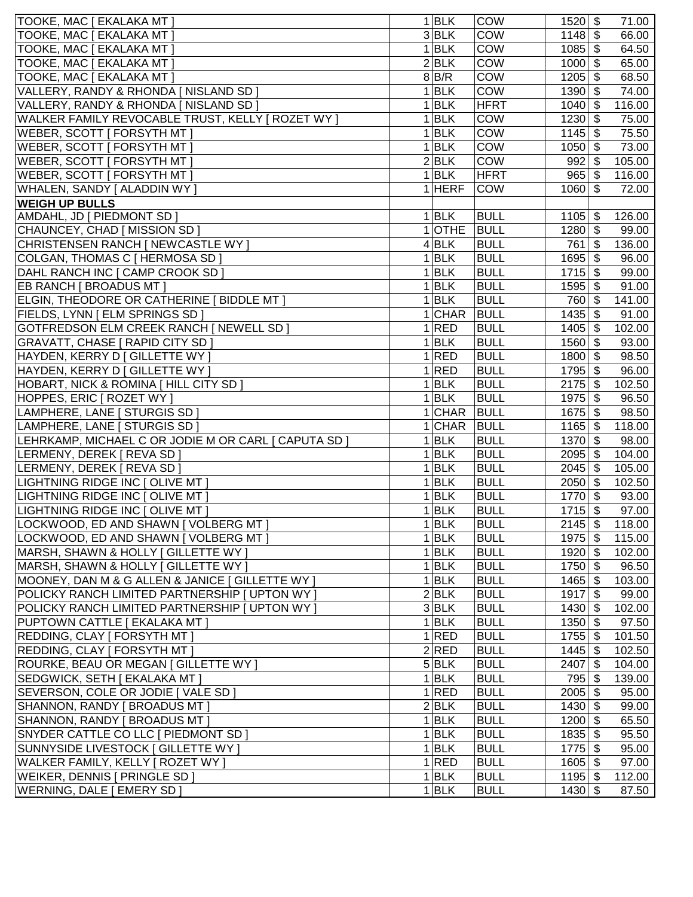| | | | | | |
|---|---|---|---|---|---|
| TOOKE, MAC [ EKALAKA MT ] | 1 | BLK | COW | 1520 | $ 71.00 |
| TOOKE, MAC [ EKALAKA MT ] | 3 | BLK | COW | 1148 | $ 66.00 |
| TOOKE, MAC [ EKALAKA MT ] | 1 | BLK | COW | 1085 | $ 64.50 |
| TOOKE, MAC [ EKALAKA MT ] | 2 | BLK | COW | 1000 | $ 65.00 |
| TOOKE, MAC [ EKALAKA MT ] | 8 | B/R | COW | 1205 | $ 68.50 |
| VALLERY, RANDY & RHONDA [ NISLAND SD ] | 1 | BLK | COW | 1390 | $ 74.00 |
| VALLERY, RANDY & RHONDA [ NISLAND SD ] | 1 | BLK | HFRT | 1040 | $ 116.00 |
| WALKER FAMILY REVOCABLE TRUST, KELLY [ ROZET WY ] | 1 | BLK | COW | 1230 | $ 75.00 |
| WEBER, SCOTT [ FORSYTH MT ] | 1 | BLK | COW | 1145 | $ 75.50 |
| WEBER, SCOTT [ FORSYTH MT ] | 1 | BLK | COW | 1050 | $ 73.00 |
| WEBER, SCOTT [ FORSYTH MT ] | 2 | BLK | COW | 992 | $ 105.00 |
| WEBER, SCOTT [ FORSYTH MT ] | 1 | BLK | HFRT | 965 | $ 116.00 |
| WHALEN, SANDY [ ALADDIN WY ] | 1 | HERF | COW | 1060 | $ 72.00 |
| **WEIGH UP BULLS** | | | | | |
| AMDAHL, JD [ PIEDMONT SD ] | 1 | BLK | BULL | 1105 | $ 126.00 |
| CHAUNCEY, CHAD [ MISSION SD ] | 1 | OTHE | BULL | 1280 | $ 99.00 |
| CHRISTENSEN RANCH [ NEWCASTLE WY ] | 4 | BLK | BULL | 761 | $ 136.00 |
| COLGAN, THOMAS C [ HERMOSA SD ] | 1 | BLK | BULL | 1695 | $ 96.00 |
| DAHL RANCH INC [ CAMP CROOK SD ] | 1 | BLK | BULL | 1715 | $ 99.00 |
| EB RANCH [ BROADUS MT ] | 1 | BLK | BULL | 1595 | $ 91.00 |
| ELGIN, THEODORE OR CATHERINE [ BIDDLE MT ] | 1 | BLK | BULL | 760 | $ 141.00 |
| FIELDS, LYNN [ ELM SPRINGS SD ] | 1 | CHAR | BULL | 1435 | $ 91.00 |
| GOTFREDSON ELM CREEK RANCH [ NEWELL SD ] | 1 | RED | BULL | 1405 | $ 102.00 |
| GRAVATT, CHASE [ RAPID CITY SD ] | 1 | BLK | BULL | 1560 | $ 93.00 |
| HAYDEN, KERRY D [ GILLETTE WY ] | 1 | RED | BULL | 1800 | $ 98.50 |
| HAYDEN, KERRY D [ GILLETTE WY ] | 1 | RED | BULL | 1795 | $ 96.00 |
| HOBART, NICK & ROMINA [ HILL CITY SD ] | 1 | BLK | BULL | 2175 | $ 102.50 |
| HOPPES, ERIC [ ROZET WY ] | 1 | BLK | BULL | 1975 | $ 96.50 |
| LAMPHERE, LANE [ STURGIS SD ] | 1 | CHAR | BULL | 1675 | $ 98.50 |
| LAMPHERE, LANE [ STURGIS SD ] | 1 | CHAR | BULL | 1165 | $ 118.00 |
| LEHRKAMP, MICHAEL C OR JODIE M OR CARL [ CAPUTA SD ] | 1 | BLK | BULL | 1370 | $ 98.00 |
| LERMENY, DEREK [ REVA SD ] | 1 | BLK | BULL | 2095 | $ 104.00 |
| LERMENY, DEREK [ REVA SD ] | 1 | BLK | BULL | 2045 | $ 105.00 |
| LIGHTNING RIDGE INC [ OLIVE MT ] | 1 | BLK | BULL | 2050 | $ 102.50 |
| LIGHTNING RIDGE INC [ OLIVE MT ] | 1 | BLK | BULL | 1770 | $ 93.00 |
| LIGHTNING RIDGE INC [ OLIVE MT ] | 1 | BLK | BULL | 1715 | $ 97.00 |
| LOCKWOOD, ED AND SHAWN [ VOLBERG MT ] | 1 | BLK | BULL | 2145 | $ 118.00 |
| LOCKWOOD, ED AND SHAWN [ VOLBERG MT ] | 1 | BLK | BULL | 1975 | $ 115.00 |
| MARSH, SHAWN & HOLLY [ GILLETTE WY ] | 1 | BLK | BULL | 1920 | $ 102.00 |
| MARSH, SHAWN & HOLLY [ GILLETTE WY ] | 1 | BLK | BULL | 1750 | $ 96.50 |
| MOONEY, DAN M & G ALLEN & JANICE [ GILLETTE WY ] | 1 | BLK | BULL | 1465 | $ 103.00 |
| POLICKY RANCH LIMITED PARTNERSHIP [ UPTON WY ] | 2 | BLK | BULL | 1917 | $ 99.00 |
| POLICKY RANCH LIMITED PARTNERSHIP [ UPTON WY ] | 3 | BLK | BULL | 1430 | $ 102.00 |
| PUPTOWN CATTLE [ EKALAKA MT ] | 1 | BLK | BULL | 1350 | $ 97.50 |
| REDDING, CLAY [ FORSYTH MT ] | 1 | RED | BULL | 1755 | $ 101.50 |
| REDDING, CLAY [ FORSYTH MT ] | 2 | RED | BULL | 1445 | $ 102.50 |
| ROURKE, BEAU OR MEGAN [ GILLETTE WY ] | 5 | BLK | BULL | 2407 | $ 104.00 |
| SEDGWICK, SETH [ EKALAKA MT ] | 1 | BLK | BULL | 795 | $ 139.00 |
| SEVERSON, COLE OR JODIE [ VALE SD ] | 1 | RED | BULL | 2005 | $ 95.00 |
| SHANNON, RANDY [ BROADUS MT ] | 2 | BLK | BULL | 1430 | $ 99.00 |
| SHANNON, RANDY [ BROADUS MT ] | 1 | BLK | BULL | 1200 | $ 65.50 |
| SNYDER CATTLE CO LLC [ PIEDMONT SD ] | 1 | BLK | BULL | 1835 | $ 95.50 |
| SUNNYSIDE LIVESTOCK [ GILLETTE WY ] | 1 | BLK | BULL | 1775 | $ 95.00 |
| WALKER FAMILY, KELLY [ ROZET WY ] | 1 | RED | BULL | 1605 | $ 97.00 |
| WEIKER, DENNIS [ PRINGLE SD ] | 1 | BLK | BULL | 1195 | $ 112.00 |
| WERNING, DALE [ EMERY SD ] | 1 | BLK | BULL | 1430 | $ 87.50 |